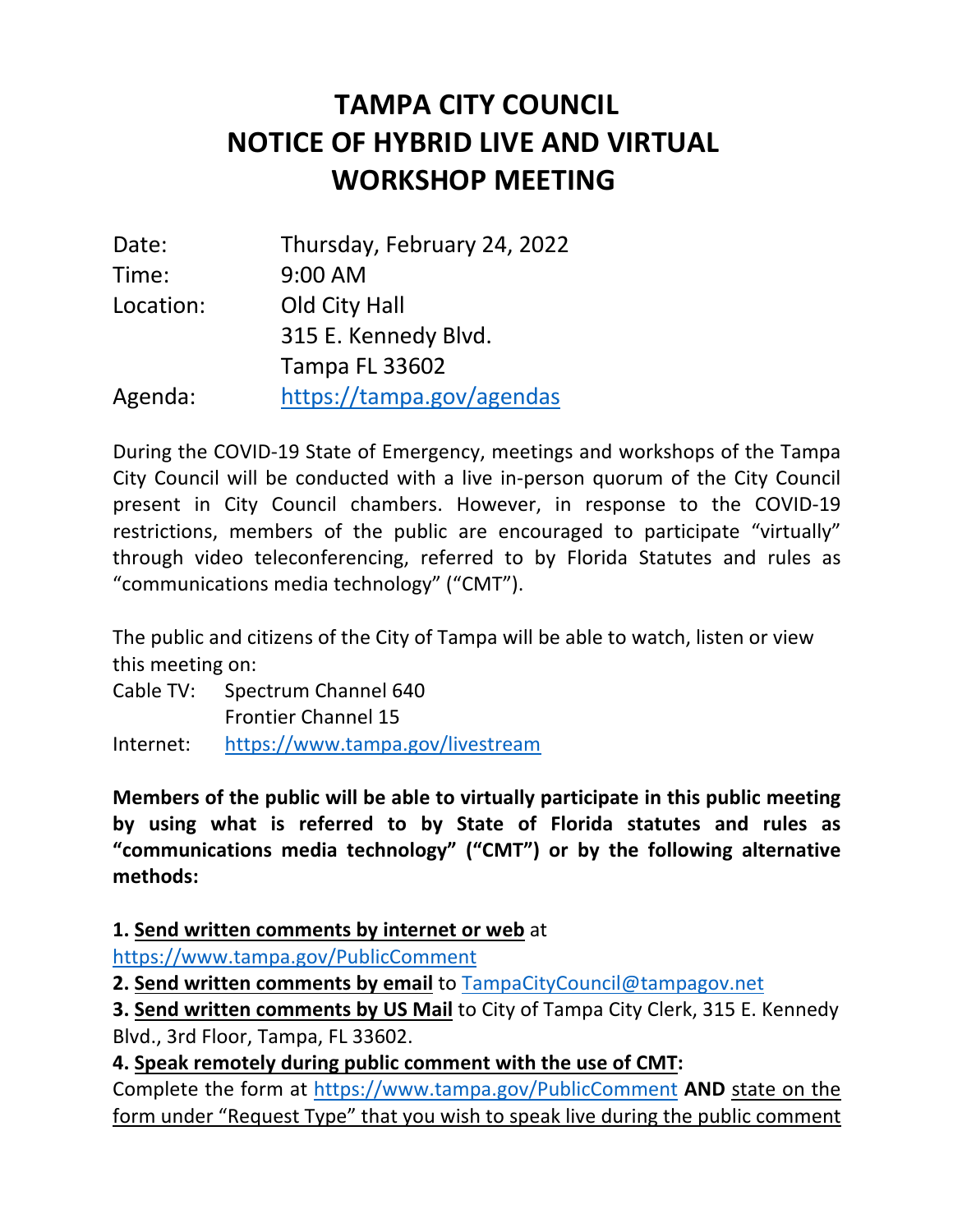# TAMPA CITY COUNCIL
# NOTICE OF HYBRID LIVE AND VIRTUAL WORKSHOP MEETING

| | |
|---|---|
| Date: | Thursday, February 24, 2022 |
| Time: | 9:00 AM |
| Location: | Old City Hall<br>315 E. Kennedy Blvd.<br>Tampa FL 33602 |
| Agenda: | https://tampa.gov/agendas |

During the COVID-19 State of Emergency, meetings and workshops of the Tampa City Council will be conducted with a live in-person quorum of the City Council present in City Council chambers. However, in response to the COVID-19 restrictions, members of the public are encouraged to participate "virtually" through video teleconferencing, referred to by Florida Statutes and rules as "communications media technology" ("CMT").

The public and citizens of the City of Tampa will be able to watch, listen or view this meeting on:

| | |
|---|---|
| Cable TV: | Spectrum Channel 640<br>Frontier Channel 15 |
| Internet: | https://www.tampa.gov/livestream |

**Members of the public will be able to virtually participate in this public meeting by using what is referred to by State of Florida statutes and rules as "communications media technology" ("CMT") or by the following alternative methods:**

**1. Send written comments by internet or web** at https://www.tampa.gov/PublicComment

**2. Send written comments by email** to TampaCityCouncil@tampagov.net

**3. Send written comments by US Mail** to City of Tampa City Clerk, 315 E. Kennedy Blvd., 3rd Floor, Tampa, FL 33602.

**4. Speak remotely during public comment with the use of CMT:**
Complete the form at https://www.tampa.gov/PublicComment **AND** state on the form under "Request Type" that you wish to speak live during the public comment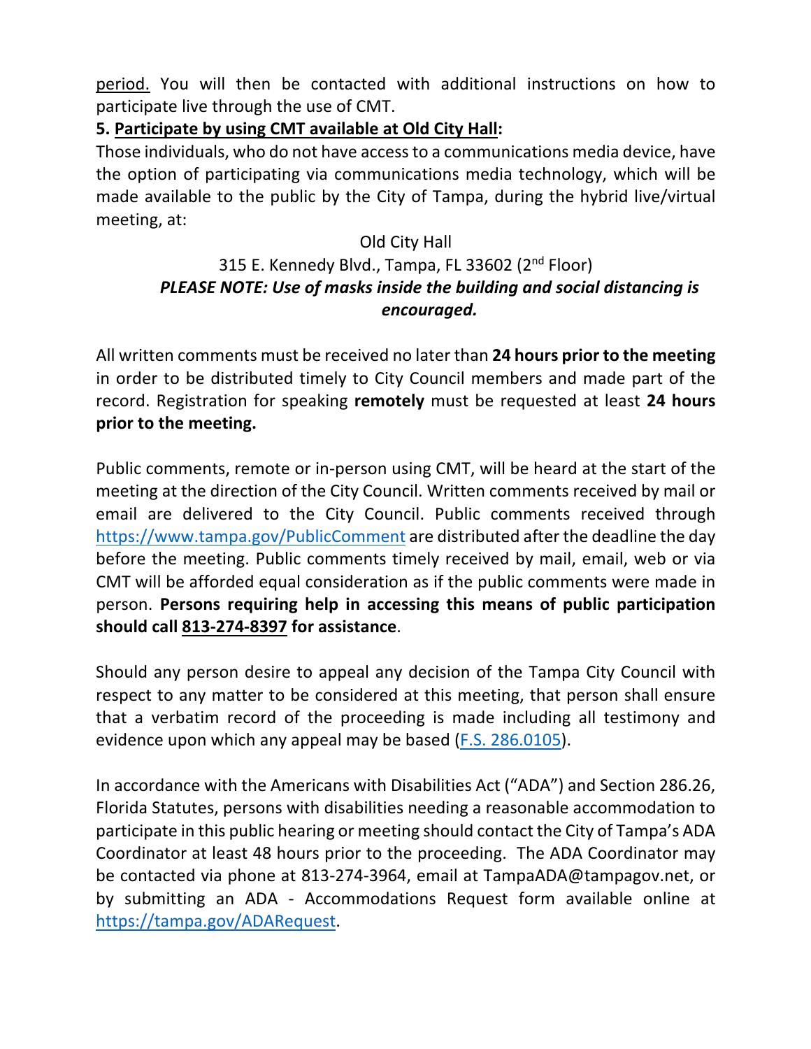period. You will then be contacted with additional instructions on how to participate live through the use of CMT.

**5. Participate by using CMT available at Old City Hall:**

Those individuals, who do not have access to a communications media device, have the option of participating via communications media technology, which will be made available to the public by the City of Tampa, during the hybrid live/virtual meeting, at:

Old City Hall
315 E. Kennedy Blvd., Tampa, FL 33602 (2nd Floor)

***PLEASE NOTE: Use of masks inside the building and social distancing is encouraged.***

All written comments must be received no later than **24 hours prior to the meeting** in order to be distributed timely to City Council members and made part of the record. Registration for speaking **remotely** must be requested at least **24 hours prior to the meeting.**

Public comments, remote or in-person using CMT, will be heard at the start of the meeting at the direction of the City Council. Written comments received by mail or email are delivered to the City Council. Public comments received through https://www.tampa.gov/PublicComment are distributed after the deadline the day before the meeting. Public comments timely received by mail, email, web or via CMT will be afforded equal consideration as if the public comments were made in person. **Persons requiring help in accessing this means of public participation should call 813-274-8397 for assistance**.

Should any person desire to appeal any decision of the Tampa City Council with respect to any matter to be considered at this meeting, that person shall ensure that a verbatim record of the proceeding is made including all testimony and evidence upon which any appeal may be based (F.S. 286.0105).

In accordance with the Americans with Disabilities Act ("ADA") and Section 286.26, Florida Statutes, persons with disabilities needing a reasonable accommodation to participate in this public hearing or meeting should contact the City of Tampa's ADA Coordinator at least 48 hours prior to the proceeding. The ADA Coordinator may be contacted via phone at 813-274-3964, email at TampaADA@tampagov.net, or by submitting an ADA - Accommodations Request form available online at https://tampa.gov/ADARequest.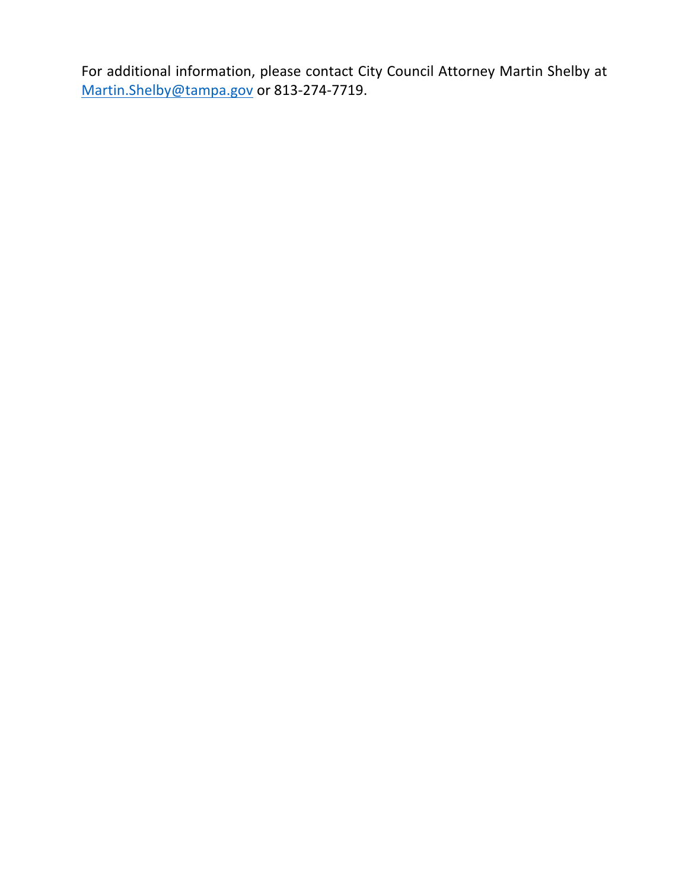For additional information, please contact City Council Attorney Martin Shelby at [Martin.Shelby@tampa.gov](mailto:Martin.Shelby@tampa.gov) or 813-274-7719.